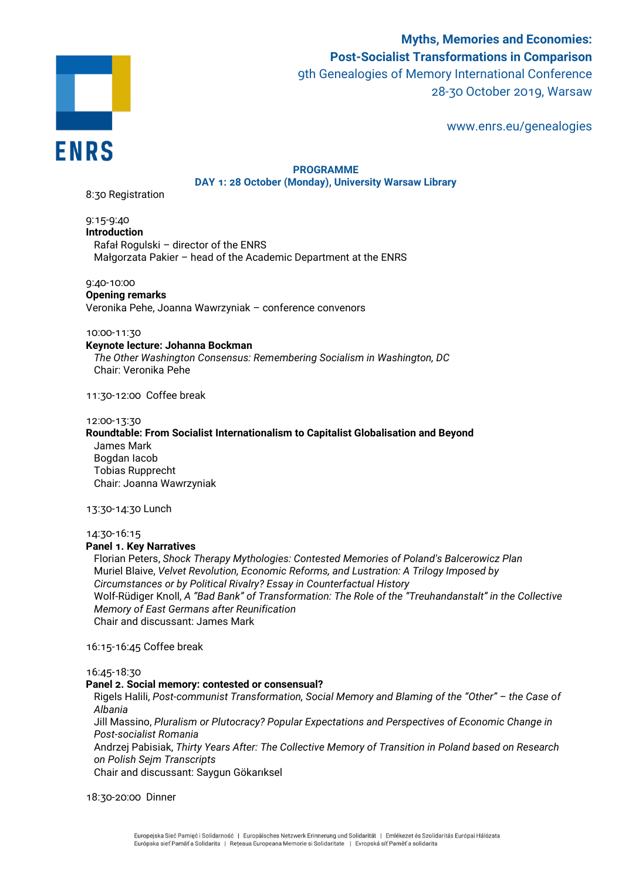ENRS

# Myths, Memories and Economies: Post-Socialist Transformations in Comparison

9th Genealogies of Memory International Conference
28-30 October 2019, Warsaw

www.enrs.eu/genealogies

## PROGRAMME

### DAY 1: 28 October (Monday), University Warsaw Library

8:30 Registration

9:15-9:40
**Introduction**
Rafał Rogulski – director of the ENRS
Małgorzata Pakier – head of the Academic Department at the ENRS

9:40-10:00
**Opening remarks**
Veronika Pehe, Joanna Wawrzyniak – conference convenors

10:00-11:30
**Keynote lecture: Johanna Bockman**
*The Other Washington Consensus: Remembering Socialism in Washington, DC*
Chair: Veronika Pehe

11:30-12:00 Coffee break

12:00-13:30
**Roundtable: From Socialist Internationalism to Capitalist Globalisation and Beyond**
James Mark
Bogdan Iacob
Tobias Rupprecht
Chair: Joanna Wawrzyniak

13:30-14:30 Lunch

14:30-16:15
**Panel 1. Key Narratives**
Florian Peters, *Shock Therapy Mythologies: Contested Memories of Poland's Balcerowicz Plan*
Muriel Blaive, *Velvet Revolution, Economic Reforms, and Lustration: A Trilogy Imposed by Circumstances or by Political Rivalry? Essay in Counterfactual History*
Wolf-Rüdiger Knoll, *A "Bad Bank" of Transformation: The Role of the "Treuhandanstalt" in the Collective Memory of East Germans after Reunification*
Chair and discussant: James Mark

16:15-16:45 Coffee break

16:45-18:30
**Panel 2. Social memory: contested or consensual?**
Rigels Halili, *Post-communist Transformation, Social Memory and Blaming of the "Other" – the Case of Albania*
Jill Massino, *Pluralism or Plutocracy? Popular Expectations and Perspectives of Economic Change in Post-socialist Romania*
Andrzej Pabisiak, *Thirty Years After: The Collective Memory of Transition in Poland based on Research on Polish Sejm Transcripts*
Chair and discussant: Saygun Gökarıksel

18:30-20:00 Dinner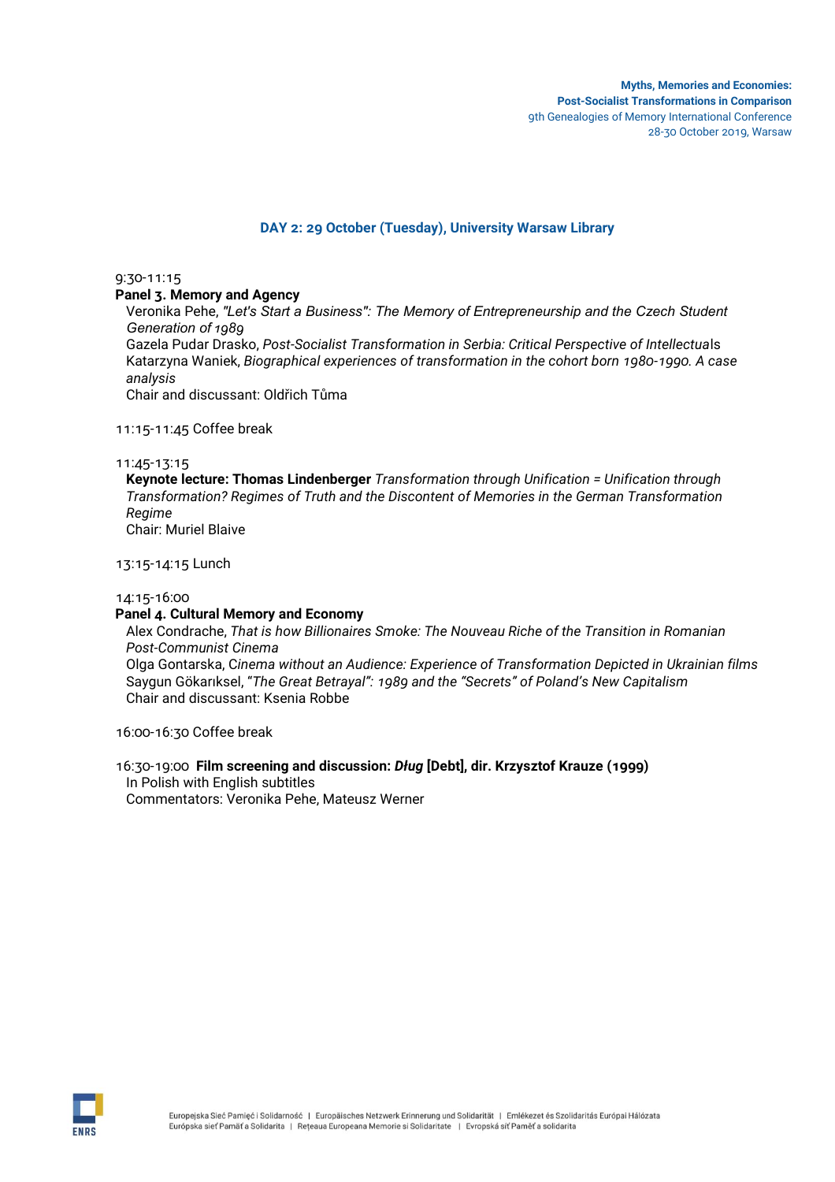## DAY 2: 29 October (Tuesday), University Warsaw Library

9:30-11:15

**Panel 3. Memory and Agency**

Veronika Pehe, *"Let's Start a Business": The Memory of Entrepreneurship and the Czech Student Generation of 1989*
Gazela Pudar Drasko, *Post-Socialist Transformation in Serbia: Critical Perspective of Intellectuals*
Katarzyna Waniek, *Biographical experiences of transformation in the cohort born 1980-1990. A case analysis*
Chair and discussant: Oldřich Tůma

11:15-11:45 Coffee break

11:45-13:15

**Keynote lecture: Thomas Lindenberger** *Transformation through Unification = Unification through Transformation? Regimes of Truth and the Discontent of Memories in the German Transformation Regime*
Chair: Muriel Blaive

13:15-14:15 Lunch

14:15-16:00

**Panel 4. Cultural Memory and Economy**

Alex Condrache, *That is how Billionaires Smoke: The Nouveau Riche of the Transition in Romanian Post-Communist Cinema*
Olga Gontarska, *Cinema without an Audience: Experience of Transformation Depicted in Ukrainian films*
Saygun Gökarıksel, "*The Great Betrayal": 1989 and the "Secrets" of Poland's New Capitalism*
Chair and discussant: Ksenia Robbe

16:00-16:30 Coffee break

16:30-19:00 **Film screening and discussion: *Dług* [Debt], dir. Krzysztof Krauze (1999)**
In Polish with English subtitles
Commentators: Veronika Pehe, Mateusz Werner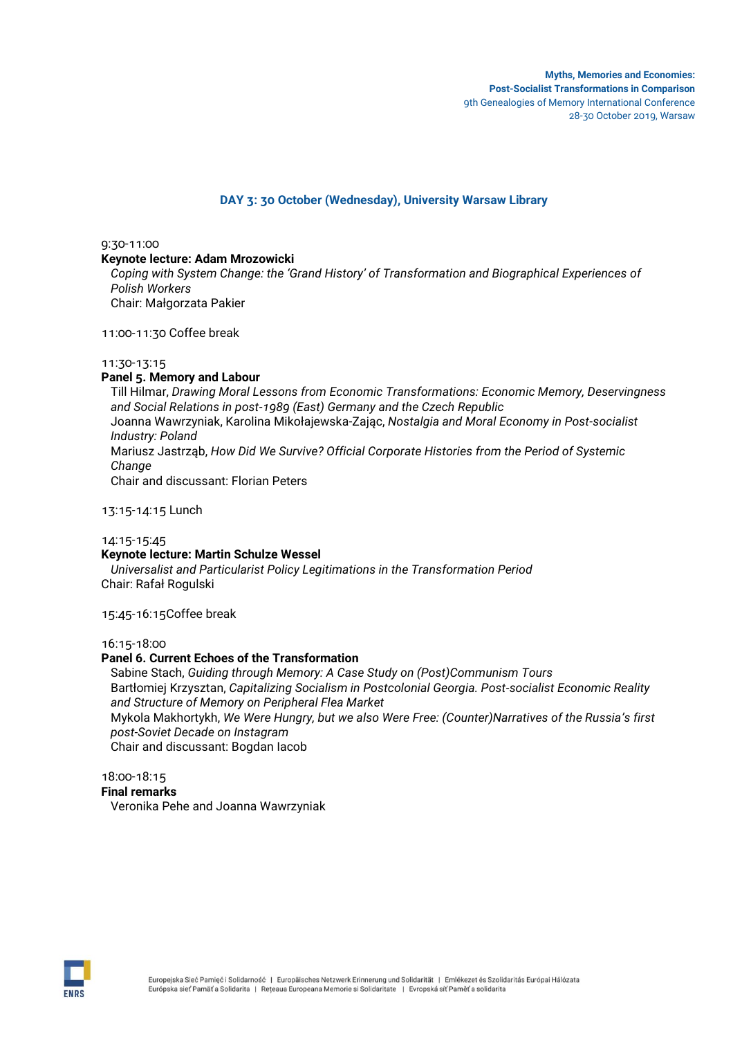## DAY 3: 30 October (Wednesday), University Warsaw Library

9:30-11:00

**Keynote lecture: Adam Mrozowicki**

*Coping with System Change: the 'Grand History' of Transformation and Biographical Experiences of Polish Workers*

Chair: Małgorzata Pakier

11:00-11:30 Coffee break

11:30-13:15

**Panel 5. Memory and Labour**

Till Hilmar, *Drawing Moral Lessons from Economic Transformations: Economic Memory, Deservingness and Social Relations in post-1989 (East) Germany and the Czech Republic*

Joanna Wawrzyniak, Karolina Mikołajewska-Zając, *Nostalgia and Moral Economy in Post-socialist Industry: Poland*

Mariusz Jastrząb, *How Did We Survive? Official Corporate Histories from the Period of Systemic Change*

Chair and discussant: Florian Peters

13:15-14:15 Lunch

14:15-15:45

**Keynote lecture: Martin Schulze Wessel**

*Universalist and Particularist Policy Legitimations in the Transformation Period*

Chair: Rafał Rogulski

15:45-16:15Coffee break

16:15-18:00

**Panel 6. Current Echoes of the Transformation**

Sabine Stach, *Guiding through Memory: A Case Study on (Post)Communism Tours*

Bartłomiej Krzysztan, *Capitalizing Socialism in Postcolonial Georgia. Post-socialist Economic Reality and Structure of Memory on Peripheral Flea Market*

Mykola Makhortykh, *We Were Hungry, but we also Were Free: (Counter)Narratives of the Russia's first post-Soviet Decade on Instagram*

Chair and discussant: Bogdan Iacob

18:00-18:15

**Final remarks**

Veronika Pehe and Joanna Wawrzyniak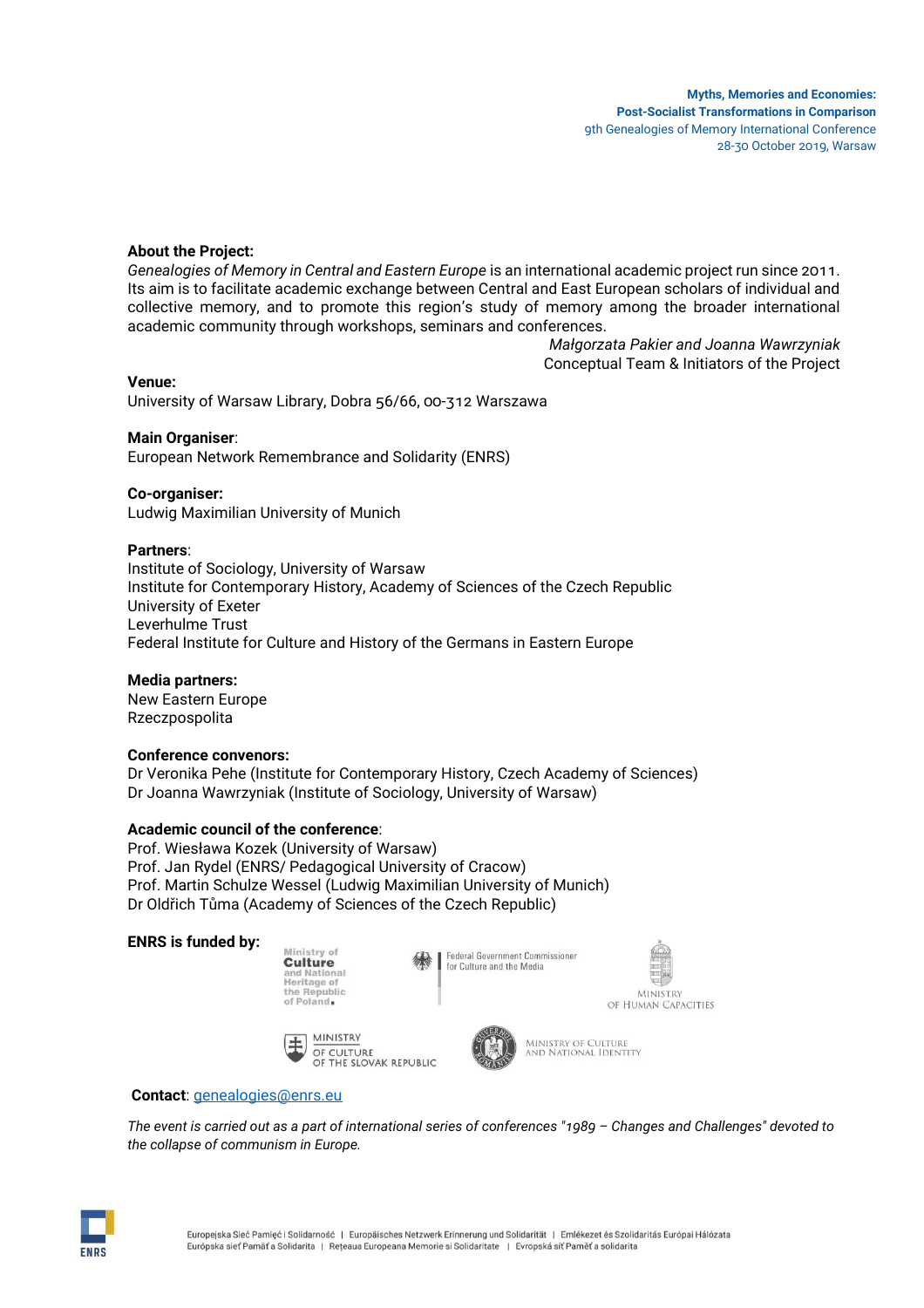**About the Project:**
*Genealogies of Memory in Central and Eastern Europe* is an international academic project run since 2011. Its aim is to facilitate academic exchange between Central and East European scholars of individual and collective memory, and to promote this region's study of memory among the broader international academic community through workshops, seminars and conferences.

*Małgorzata Pakier and Joanna Wawrzyniak*
Conceptual Team & Initiators of the Project

**Venue:**
University of Warsaw Library, Dobra 56/66, 00-312 Warszawa

**Main Organiser**:
European Network Remembrance and Solidarity (ENRS)

**Co-organiser:**
Ludwig Maximilian University of Munich

**Partners**:
Institute of Sociology, University of Warsaw
Institute for Contemporary History, Academy of Sciences of the Czech Republic
University of Exeter
Leverhulme Trust
Federal Institute for Culture and History of the Germans in Eastern Europe

**Media partners:**
New Eastern Europe
Rzeczpospolita

**Conference convenors:**
Dr Veronika Pehe (Institute for Contemporary History, Czech Academy of Sciences)
Dr Joanna Wawrzyniak (Institute of Sociology, University of Warsaw)

**Academic council of the conference**:
Prof. Wiesława Kozek (University of Warsaw)
Prof. Jan Rydel (ENRS/ Pedagogical University of Cracow)
Prof. Martin Schulze Wessel (Ludwig Maximilian University of Munich)
Dr Oldřich Tůma (Academy of Sciences of the Czech Republic)

**ENRS is funded by:**

Ministry of Culture and National Heritage of the Republic of Poland
Federal Government Commissioner for Culture and the Media
Ministry of Human Capacities
Ministry of Culture of the Slovak Republic
Ministry of Culture and National Identity

**Contact**: genealogies@enrs.eu

*The event is carried out as a part of international series of conferences "1989 – Changes and Challenges" devoted to the collapse of communism in Europe.*